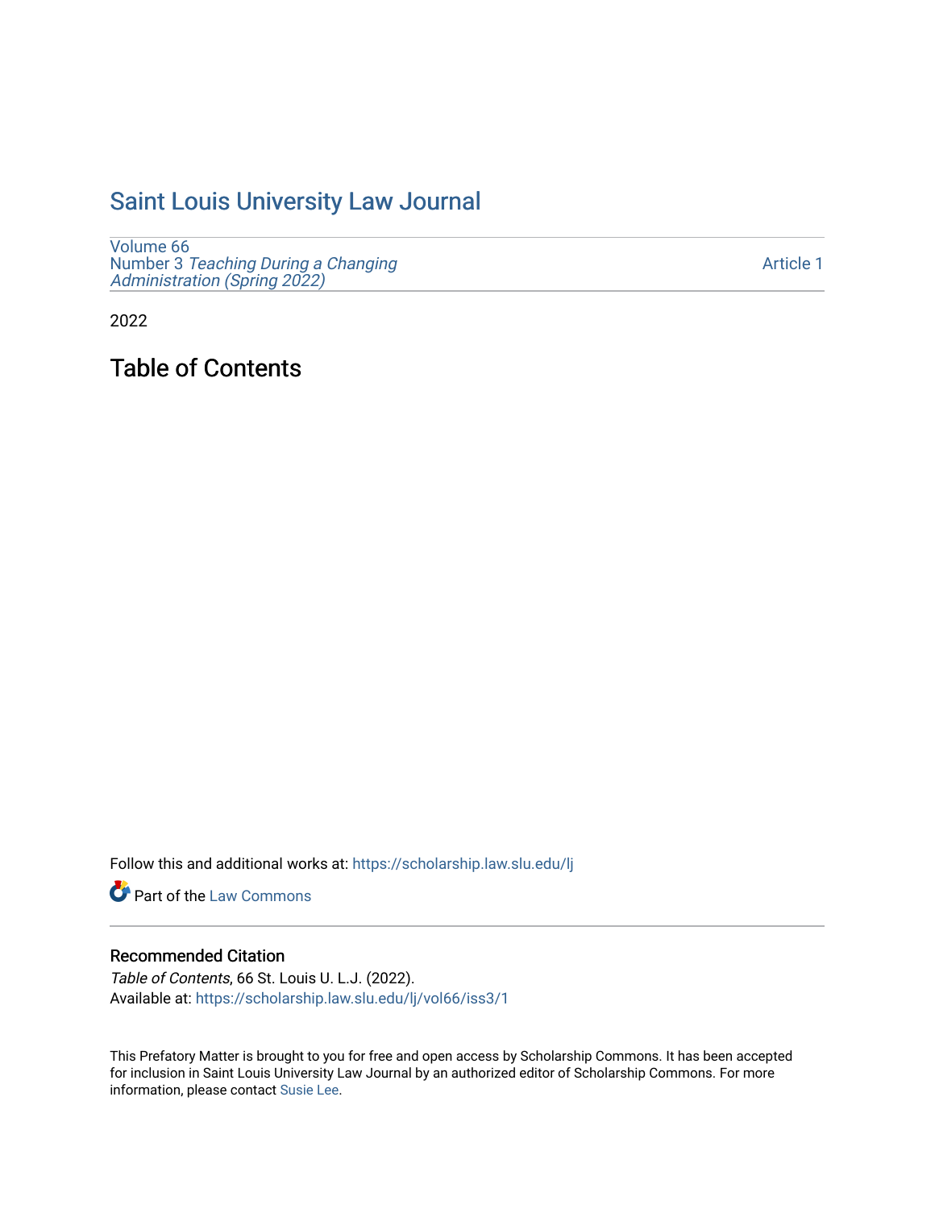# Saint Louis University Law Journal

Volume 66
Number 3 *Teaching During a Changing Administration (Spring 2022)*

Article 1

2022

## Table of Contents

Follow this and additional works at: https://scholarship.law.slu.edu/lj

Part of the Law Commons

### Recommended Citation

*Table of Contents*, 66 St. Louis U. L.J. (2022).
Available at: https://scholarship.law.slu.edu/lj/vol66/iss3/1

This Prefatory Matter is brought to you for free and open access by Scholarship Commons. It has been accepted for inclusion in Saint Louis University Law Journal by an authorized editor of Scholarship Commons. For more information, please contact Susie Lee.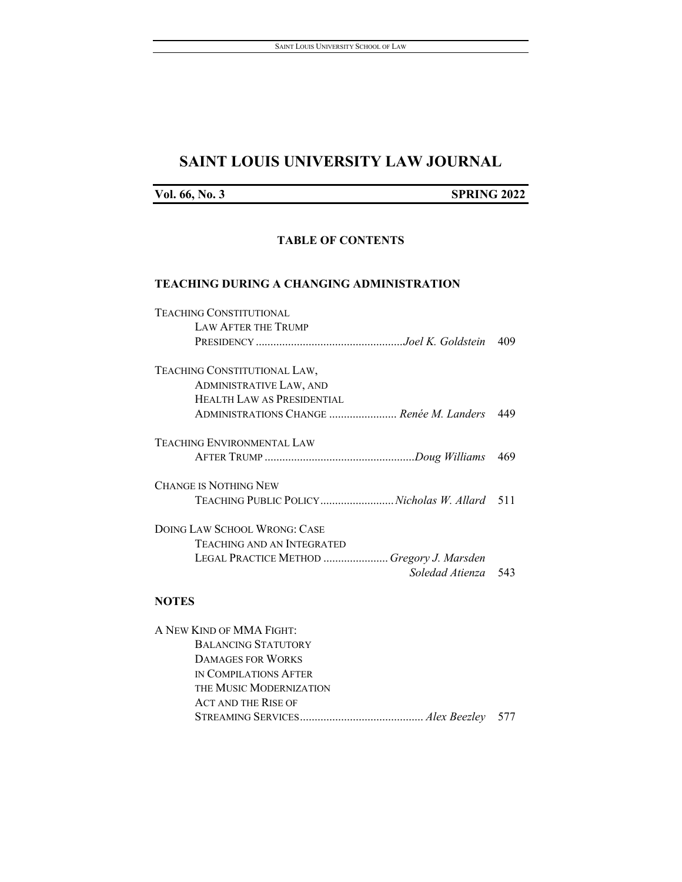# SAINT LOUIS UNIVERSITY LAW JOURNAL

**Vol. 66, No. 3** **SPRING 2022**

## TABLE OF CONTENTS

### TEACHING DURING A CHANGING ADMINISTRATION

TEACHING CONSTITUTIONAL LAW AFTER THE TRUMP PRESIDENCY .................................................. *Joel K. Goldstein* 409

TEACHING CONSTITUTIONAL LAW, ADMINISTRATIVE LAW, AND HEALTH LAW AS PRESIDENTIAL ADMINISTRATIONS CHANGE ....................... *Renée M. Landers* 449

TEACHING ENVIRONMENTAL LAW AFTER TRUMP .................................................. *Doug Williams* 469

CHANGE IS NOTHING NEW TEACHING PUBLIC POLICY ......................... *Nicholas W. Allard* 511

DOING LAW SCHOOL WRONG: CASE TEACHING AND AN INTEGRATED LEGAL PRACTICE METHOD ...................... *Gregory J. Marsden* *Soledad Atienza* 543

### NOTES

A NEW KIND OF MMA FIGHT: BALANCING STATUTORY DAMAGES FOR WORKS IN COMPILATIONS AFTER THE MUSIC MODERNIZATION ACT AND THE RISE OF STREAMING SERVICES .......................................... *Alex Beezley* 577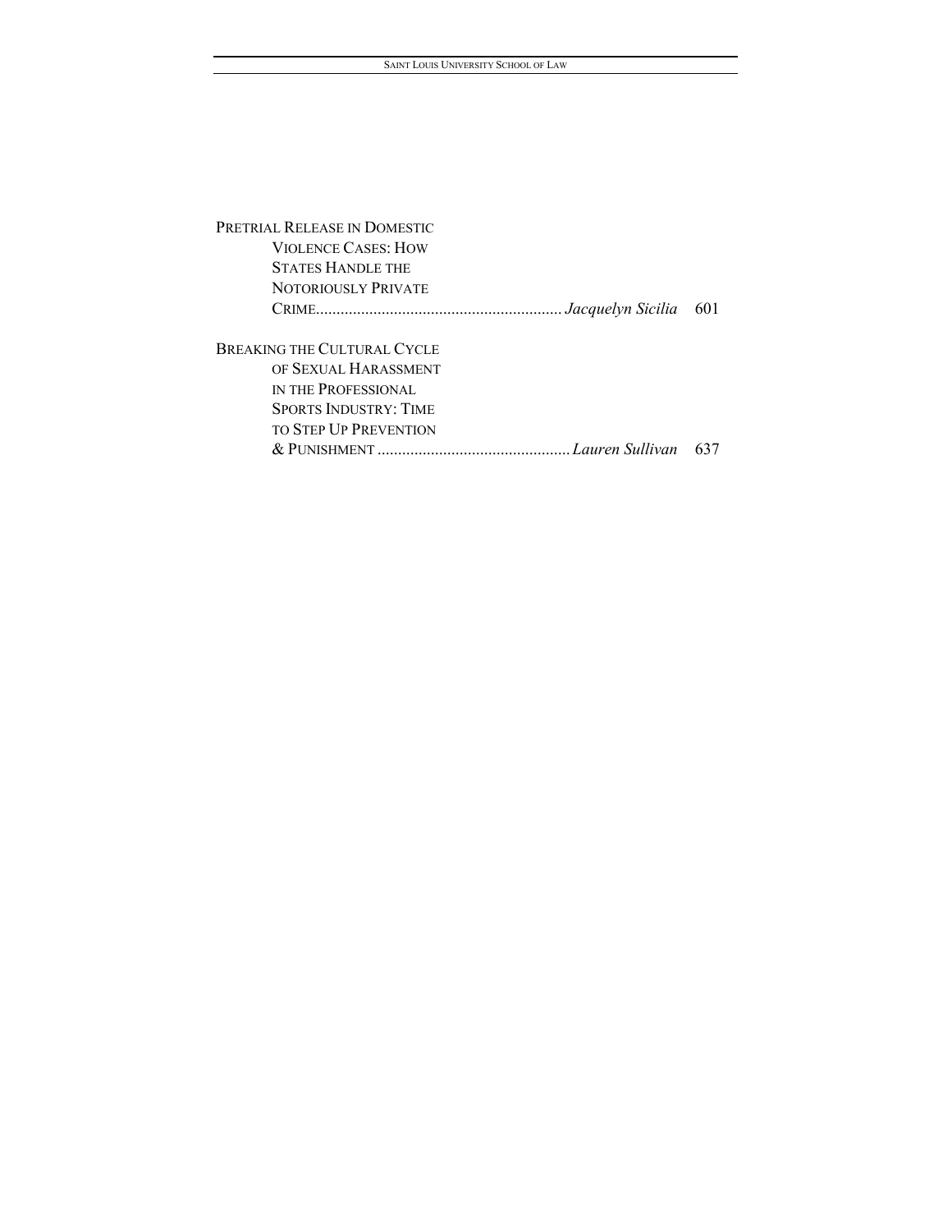PRETRIAL RELEASE IN DOMESTIC VIOLENCE CASES: HOW STATES HANDLE THE NOTORIOUSLY PRIVATE CRIME............................................................ *Jacquelyn Sicilia* 601

BREAKING THE CULTURAL CYCLE OF SEXUAL HARASSMENT IN THE PROFESSIONAL SPORTS INDUSTRY: TIME TO STEP UP PREVENTION & PUNISHMENT ............................................... *Lauren Sullivan* 637